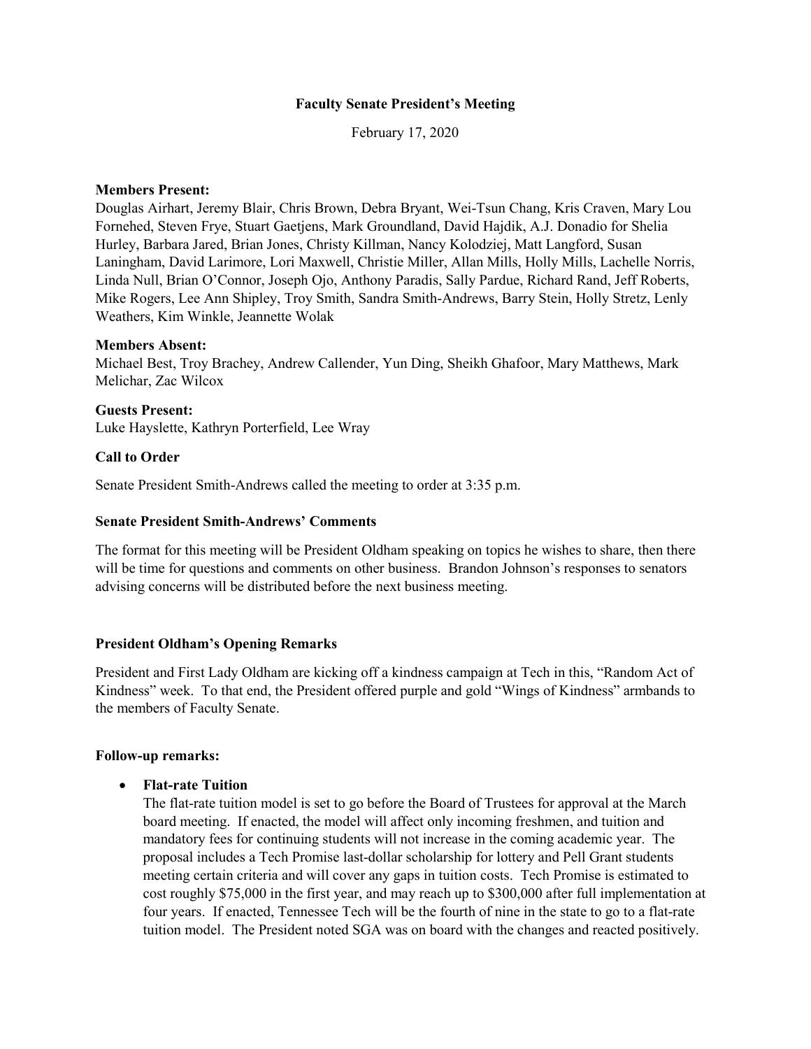# Faculty Senate President's Meeting

February 17, 2020

**Members Present:**
Douglas Airhart, Jeremy Blair, Chris Brown, Debra Bryant, Wei-Tsun Chang, Kris Craven, Mary Lou Fornehed, Steven Frye, Stuart Gaetjens, Mark Groundland, David Hajdik, A.J. Donadio for Shelia Hurley, Barbara Jared, Brian Jones, Christy Killman, Nancy Kolodziej, Matt Langford, Susan Laningham, David Larimore, Lori Maxwell, Christie Miller, Allan Mills, Holly Mills, Lachelle Norris, Linda Null, Brian O'Connor, Joseph Ojo, Anthony Paradis, Sally Pardue, Richard Rand, Jeff Roberts, Mike Rogers, Lee Ann Shipley, Troy Smith, Sandra Smith-Andrews, Barry Stein, Holly Stretz, Lenly Weathers, Kim Winkle, Jeannette Wolak

**Members Absent:**
Michael Best, Troy Brachey, Andrew Callender, Yun Ding, Sheikh Ghafoor, Mary Matthews, Mark Melichar, Zac Wilcox

**Guests Present:**
Luke Hayslette, Kathryn Porterfield, Lee Wray

**Call to Order**

Senate President Smith-Andrews called the meeting to order at 3:35 p.m.

**Senate President Smith-Andrews' Comments**

The format for this meeting will be President Oldham speaking on topics he wishes to share, then there will be time for questions and comments on other business. Brandon Johnson's responses to senators advising concerns will be distributed before the next business meeting.

**President Oldham's Opening Remarks**

President and First Lady Oldham are kicking off a kindness campaign at Tech in this, "Random Act of Kindness" week. To that end, the President offered purple and gold "Wings of Kindness" armbands to the members of Faculty Senate.

**Follow-up remarks:**

- **Flat-rate Tuition**
  The flat-rate tuition model is set to go before the Board of Trustees for approval at the March board meeting. If enacted, the model will affect only incoming freshmen, and tuition and mandatory fees for continuing students will not increase in the coming academic year. The proposal includes a Tech Promise last-dollar scholarship for lottery and Pell Grant students meeting certain criteria and will cover any gaps in tuition costs. Tech Promise is estimated to cost roughly $75,000 in the first year, and may reach up to $300,000 after full implementation at four years. If enacted, Tennessee Tech will be the fourth of nine in the state to go to a flat-rate tuition model. The President noted SGA was on board with the changes and reacted positively.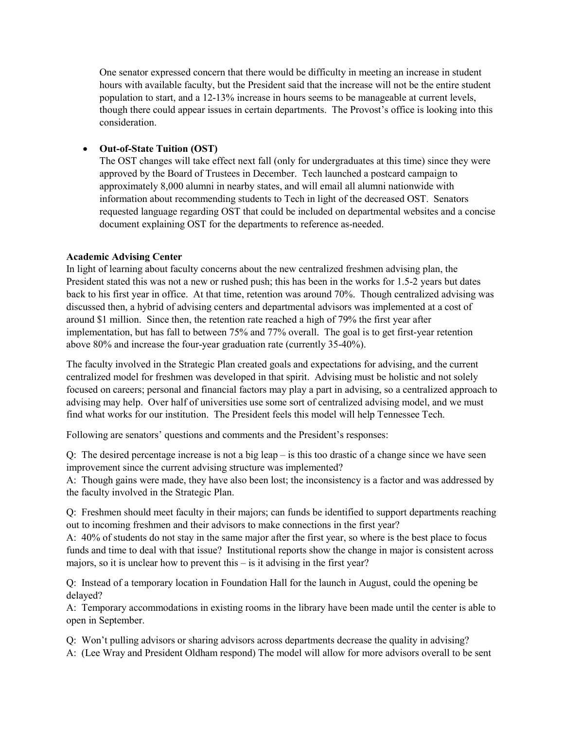One senator expressed concern that there would be difficulty in meeting an increase in student hours with available faculty, but the President said that the increase will not be the entire student population to start, and a 12-13% increase in hours seems to be manageable at current levels, though there could appear issues in certain departments. The Provost's office is looking into this consideration.

- **Out-of-State Tuition (OST)**
  The OST changes will take effect next fall (only for undergraduates at this time) since they were approved by the Board of Trustees in December. Tech launched a postcard campaign to approximately 8,000 alumni in nearby states, and will email all alumni nationwide with information about recommending students to Tech in light of the decreased OST. Senators requested language regarding OST that could be included on departmental websites and a concise document explaining OST for the departments to reference as-needed.

**Academic Advising Center**

In light of learning about faculty concerns about the new centralized freshmen advising plan, the President stated this was not a new or rushed push; this has been in the works for 1.5-2 years but dates back to his first year in office. At that time, retention was around 70%. Though centralized advising was discussed then, a hybrid of advising centers and departmental advisors was implemented at a cost of around $1 million. Since then, the retention rate reached a high of 79% the first year after implementation, but has fall to between 75% and 77% overall. The goal is to get first-year retention above 80% and increase the four-year graduation rate (currently 35-40%).

The faculty involved in the Strategic Plan created goals and expectations for advising, and the current centralized model for freshmen was developed in that spirit. Advising must be holistic and not solely focused on careers; personal and financial factors may play a part in advising, so a centralized approach to advising may help. Over half of universities use some sort of centralized advising model, and we must find what works for our institution. The President feels this model will help Tennessee Tech.

Following are senators' questions and comments and the President's responses:

Q: The desired percentage increase is not a big leap – is this too drastic of a change since we have seen improvement since the current advising structure was implemented?
A: Though gains were made, they have also been lost; the inconsistency is a factor and was addressed by the faculty involved in the Strategic Plan.

Q: Freshmen should meet faculty in their majors; can funds be identified to support departments reaching out to incoming freshmen and their advisors to make connections in the first year?
A: 40% of students do not stay in the same major after the first year, so where is the best place to focus funds and time to deal with that issue? Institutional reports show the change in major is consistent across majors, so it is unclear how to prevent this – is it advising in the first year?

Q: Instead of a temporary location in Foundation Hall for the launch in August, could the opening be delayed?
A: Temporary accommodations in existing rooms in the library have been made until the center is able to open in September.

Q: Won't pulling advisors or sharing advisors across departments decrease the quality in advising?
A: (Lee Wray and President Oldham respond) The model will allow for more advisors overall to be sent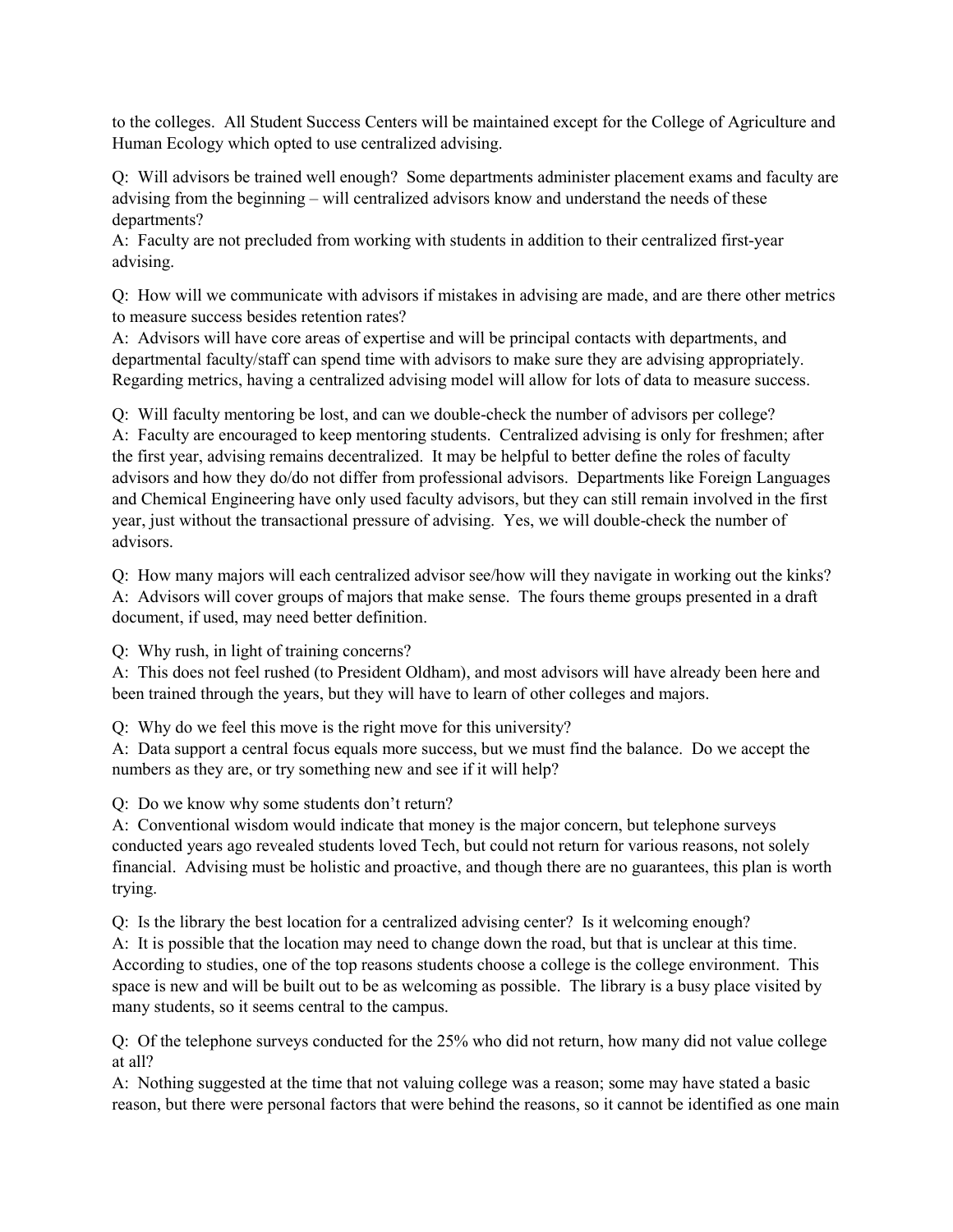to the colleges. All Student Success Centers will be maintained except for the College of Agriculture and Human Ecology which opted to use centralized advising.

Q: Will advisors be trained well enough? Some departments administer placement exams and faculty are advising from the beginning – will centralized advisors know and understand the needs of these departments?
A: Faculty are not precluded from working with students in addition to their centralized first-year advising.

Q: How will we communicate with advisors if mistakes in advising are made, and are there other metrics to measure success besides retention rates?
A: Advisors will have core areas of expertise and will be principal contacts with departments, and departmental faculty/staff can spend time with advisors to make sure they are advising appropriately. Regarding metrics, having a centralized advising model will allow for lots of data to measure success.

Q: Will faculty mentoring be lost, and can we double-check the number of advisors per college?
A: Faculty are encouraged to keep mentoring students. Centralized advising is only for freshmen; after the first year, advising remains decentralized. It may be helpful to better define the roles of faculty advisors and how they do/do not differ from professional advisors. Departments like Foreign Languages and Chemical Engineering have only used faculty advisors, but they can still remain involved in the first year, just without the transactional pressure of advising. Yes, we will double-check the number of advisors.

Q: How many majors will each centralized advisor see/how will they navigate in working out the kinks?
A: Advisors will cover groups of majors that make sense. The fours theme groups presented in a draft document, if used, may need better definition.

Q: Why rush, in light of training concerns?
A: This does not feel rushed (to President Oldham), and most advisors will have already been here and been trained through the years, but they will have to learn of other colleges and majors.

Q: Why do we feel this move is the right move for this university?
A: Data support a central focus equals more success, but we must find the balance. Do we accept the numbers as they are, or try something new and see if it will help?

Q: Do we know why some students don't return?
A: Conventional wisdom would indicate that money is the major concern, but telephone surveys conducted years ago revealed students loved Tech, but could not return for various reasons, not solely financial. Advising must be holistic and proactive, and though there are no guarantees, this plan is worth trying.

Q: Is the library the best location for a centralized advising center? Is it welcoming enough?
A: It is possible that the location may need to change down the road, but that is unclear at this time. According to studies, one of the top reasons students choose a college is the college environment. This space is new and will be built out to be as welcoming as possible. The library is a busy place visited by many students, so it seems central to the campus.

Q: Of the telephone surveys conducted for the 25% who did not return, how many did not value college at all?
A: Nothing suggested at the time that not valuing college was a reason; some may have stated a basic reason, but there were personal factors that were behind the reasons, so it cannot be identified as one main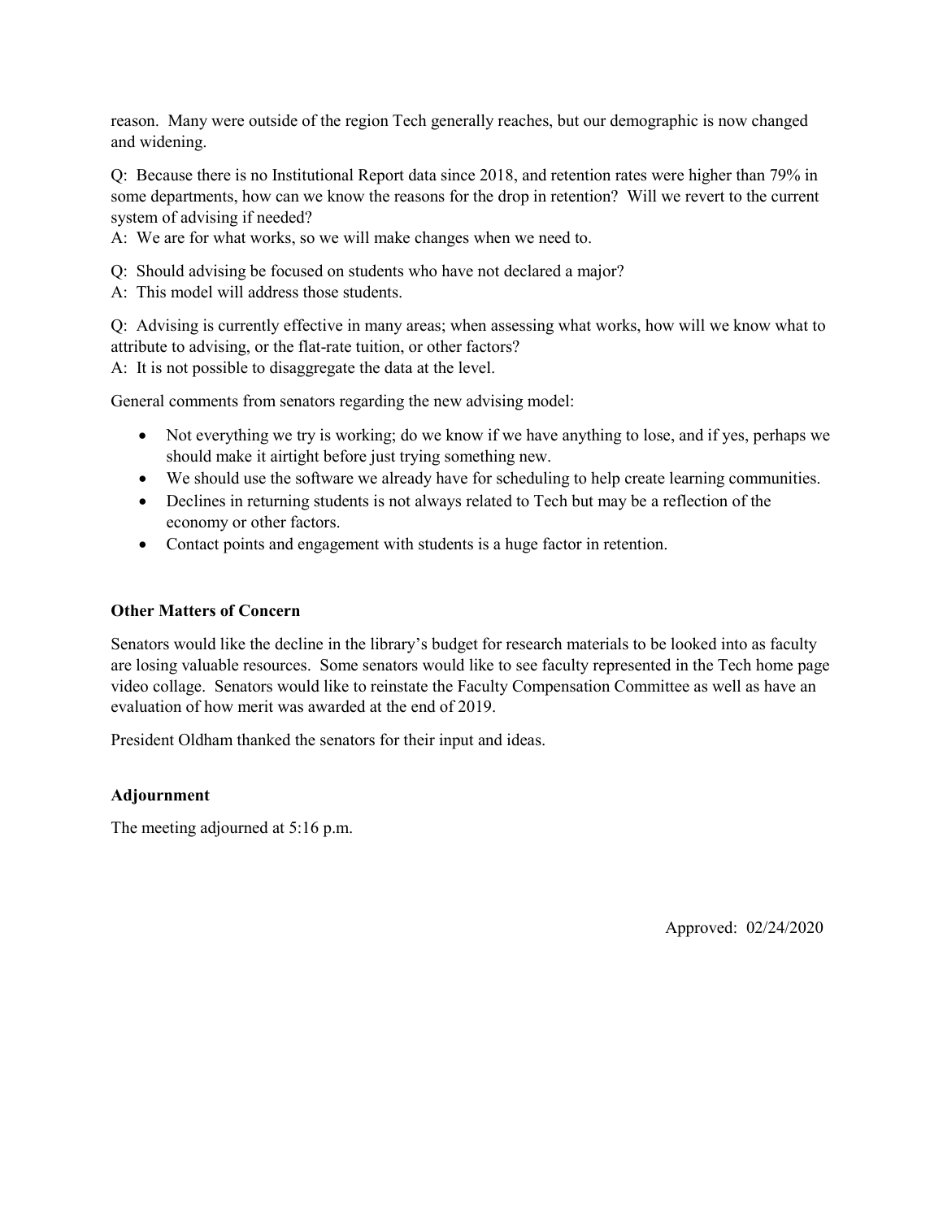reason. Many were outside of the region Tech generally reaches, but our demographic is now changed and widening.

Q: Because there is no Institutional Report data since 2018, and retention rates were higher than 79% in some departments, how can we know the reasons for the drop in retention? Will we revert to the current system of advising if needed?
A: We are for what works, so we will make changes when we need to.

Q: Should advising be focused on students who have not declared a major?
A: This model will address those students.

Q: Advising is currently effective in many areas; when assessing what works, how will we know what to attribute to advising, or the flat-rate tuition, or other factors?
A: It is not possible to disaggregate the data at the level.

General comments from senators regarding the new advising model:

- Not everything we try is working; do we know if we have anything to lose, and if yes, perhaps we should make it airtight before just trying something new.
- We should use the software we already have for scheduling to help create learning communities.
- Declines in returning students is not always related to Tech but may be a reflection of the economy or other factors.
- Contact points and engagement with students is a huge factor in retention.

**Other Matters of Concern**

Senators would like the decline in the library's budget for research materials to be looked into as faculty are losing valuable resources. Some senators would like to see faculty represented in the Tech home page video collage. Senators would like to reinstate the Faculty Compensation Committee as well as have an evaluation of how merit was awarded at the end of 2019.

President Oldham thanked the senators for their input and ideas.

**Adjournment**

The meeting adjourned at 5:16 p.m.

Approved: 02/24/2020